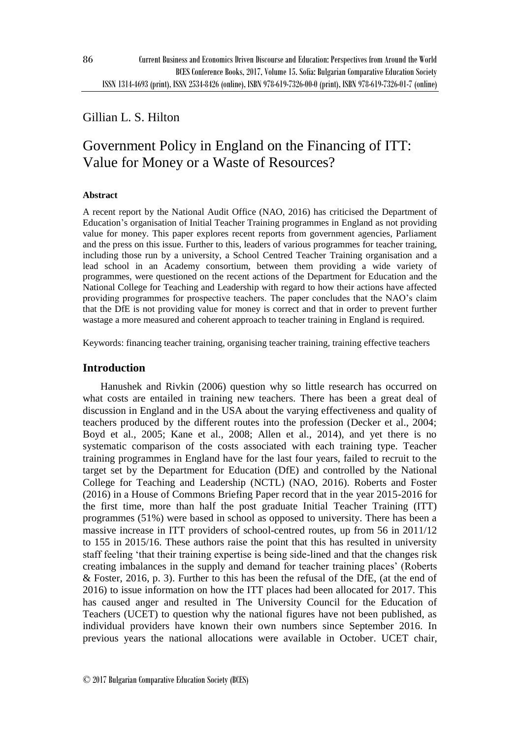Gillian L. S. Hilton

# Government Policy in England on the Financing of ITT: Value for Money or a Waste of Resources?

**Abstract**

A recent report by the National Audit Office (NAO, 2016) has criticised the Department of Education's organisation of Initial Teacher Training programmes in England as not providing value for money. This paper explores recent reports from government agencies, Parliament and the press on this issue. Further to this, leaders of various programmes for teacher training, including those run by a university, a School Centred Teacher Training organisation and a lead school in an Academy consortium, between them providing a wide variety of programmes, were questioned on the recent actions of the Department for Education and the National College for Teaching and Leadership with regard to how their actions have affected providing programmes for prospective teachers. The paper concludes that the NAO's claim that the DfE is not providing value for money is correct and that in order to prevent further wastage a more measured and coherent approach to teacher training in England is required.

Keywords: financing teacher training, organising teacher training, training effective teachers

## Introduction

Hanushek and Rivkin (2006) question why so little research has occurred on what costs are entailed in training new teachers. There has been a great deal of discussion in England and in the USA about the varying effectiveness and quality of teachers produced by the different routes into the profession (Decker et al., 2004; Boyd et al., 2005; Kane et al., 2008; Allen et al., 2014), and yet there is no systematic comparison of the costs associated with each training type. Teacher training programmes in England have for the last four years, failed to recruit to the target set by the Department for Education (DfE) and controlled by the National College for Teaching and Leadership (NCTL) (NAO, 2016). Roberts and Foster (2016) in a House of Commons Briefing Paper record that in the year 2015-2016 for the first time, more than half the post graduate Initial Teacher Training (ITT) programmes (51%) were based in school as opposed to university. There has been a massive increase in ITT providers of school-centred routes, up from 56 in 2011/12 to 155 in 2015/16. These authors raise the point that this has resulted in university staff feeling 'that their training expertise is being side-lined and that the changes risk creating imbalances in the supply and demand for teacher training places' (Roberts & Foster, 2016, p. 3). Further to this has been the refusal of the DfE, (at the end of 2016) to issue information on how the ITT places had been allocated for 2017. This has caused anger and resulted in The University Council for the Education of Teachers (UCET) to question why the national figures have not been published, as individual providers have known their own numbers since September 2016. In previous years the national allocations were available in October. UCET chair,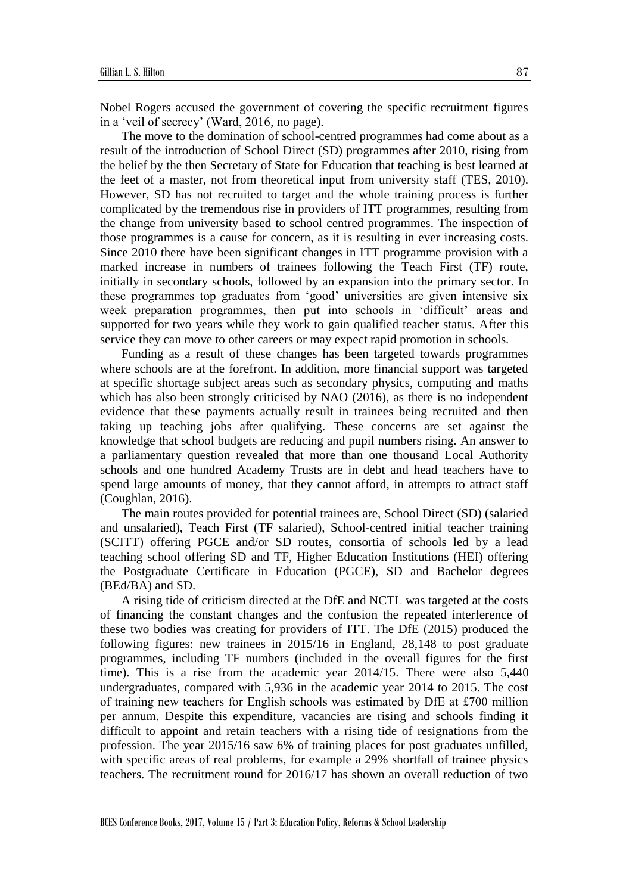Nobel Rogers accused the government of covering the specific recruitment figures in a 'veil of secrecy' (Ward, 2016, no page).

The move to the domination of school-centred programmes had come about as a result of the introduction of School Direct (SD) programmes after 2010, rising from the belief by the then Secretary of State for Education that teaching is best learned at the feet of a master, not from theoretical input from university staff (TES, 2010). However, SD has not recruited to target and the whole training process is further complicated by the tremendous rise in providers of ITT programmes, resulting from the change from university based to school centred programmes. The inspection of those programmes is a cause for concern, as it is resulting in ever increasing costs. Since 2010 there have been significant changes in ITT programme provision with a marked increase in numbers of trainees following the Teach First (TF) route, initially in secondary schools, followed by an expansion into the primary sector. In these programmes top graduates from 'good' universities are given intensive six week preparation programmes, then put into schools in 'difficult' areas and supported for two years while they work to gain qualified teacher status. After this service they can move to other careers or may expect rapid promotion in schools.

Funding as a result of these changes has been targeted towards programmes where schools are at the forefront. In addition, more financial support was targeted at specific shortage subject areas such as secondary physics, computing and maths which has also been strongly criticised by NAO (2016), as there is no independent evidence that these payments actually result in trainees being recruited and then taking up teaching jobs after qualifying. These concerns are set against the knowledge that school budgets are reducing and pupil numbers rising. An answer to a parliamentary question revealed that more than one thousand Local Authority schools and one hundred Academy Trusts are in debt and head teachers have to spend large amounts of money, that they cannot afford, in attempts to attract staff (Coughlan, 2016).

The main routes provided for potential trainees are, School Direct (SD) (salaried and unsalaried), Teach First (TF salaried), School-centred initial teacher training (SCITT) offering PGCE and/or SD routes, consortia of schools led by a lead teaching school offering SD and TF, Higher Education Institutions (HEI) offering the Postgraduate Certificate in Education (PGCE), SD and Bachelor degrees (BEd/BA) and SD.

A rising tide of criticism directed at the DfE and NCTL was targeted at the costs of financing the constant changes and the confusion the repeated interference of these two bodies was creating for providers of ITT. The DfE (2015) produced the following figures: new trainees in 2015/16 in England, 28,148 to post graduate programmes, including TF numbers (included in the overall figures for the first time). This is a rise from the academic year 2014/15. There were also 5,440 undergraduates, compared with 5,936 in the academic year 2014 to 2015. The cost of training new teachers for English schools was estimated by DfE at £700 million per annum. Despite this expenditure, vacancies are rising and schools finding it difficult to appoint and retain teachers with a rising tide of resignations from the profession. The year 2015/16 saw 6% of training places for post graduates unfilled, with specific areas of real problems, for example a 29% shortfall of trainee physics teachers. The recruitment round for 2016/17 has shown an overall reduction of two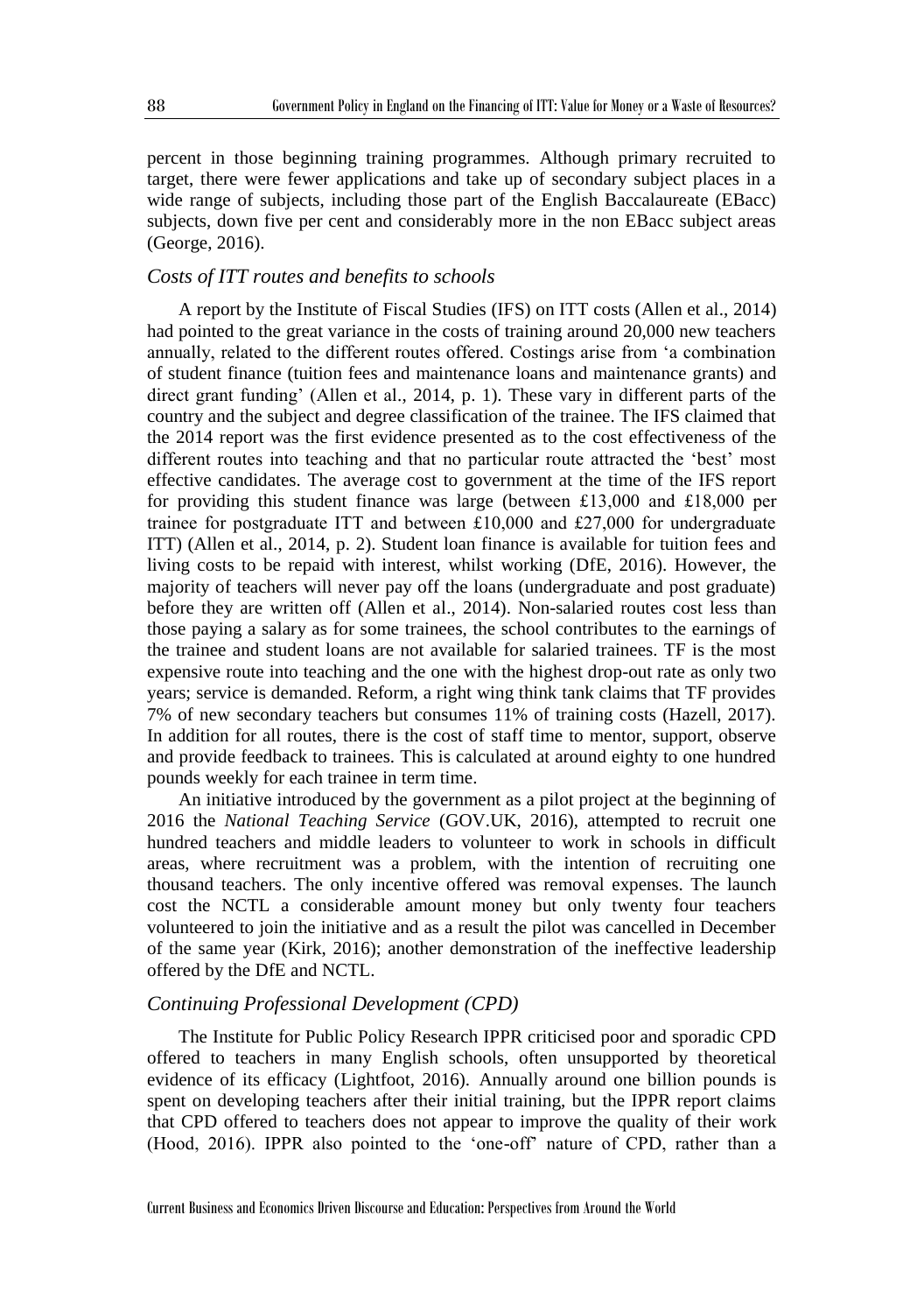percent in those beginning training programmes. Although primary recruited to target, there were fewer applications and take up of secondary subject places in a wide range of subjects, including those part of the English Baccalaureate (EBacc) subjects, down five per cent and considerably more in the non EBacc subject areas (George, 2016).

### *Costs of ITT routes and benefits to schools*

A report by the Institute of Fiscal Studies (IFS) on ITT costs (Allen et al., 2014) had pointed to the great variance in the costs of training around 20,000 new teachers annually, related to the different routes offered. Costings arise from 'a combination of student finance (tuition fees and maintenance loans and maintenance grants) and direct grant funding' (Allen et al., 2014, p. 1). These vary in different parts of the country and the subject and degree classification of the trainee. The IFS claimed that the 2014 report was the first evidence presented as to the cost effectiveness of the different routes into teaching and that no particular route attracted the 'best' most effective candidates. The average cost to government at the time of the IFS report for providing this student finance was large (between £13,000 and £18,000 per trainee for postgraduate ITT and between £10,000 and £27,000 for undergraduate ITT) (Allen et al., 2014, p. 2). Student loan finance is available for tuition fees and living costs to be repaid with interest, whilst working (DfE, 2016). However, the majority of teachers will never pay off the loans (undergraduate and post graduate) before they are written off (Allen et al., 2014). Non-salaried routes cost less than those paying a salary as for some trainees, the school contributes to the earnings of the trainee and student loans are not available for salaried trainees. TF is the most expensive route into teaching and the one with the highest drop-out rate as only two years; service is demanded. Reform, a right wing think tank claims that TF provides 7% of new secondary teachers but consumes 11% of training costs (Hazell, 2017). In addition for all routes, there is the cost of staff time to mentor, support, observe and provide feedback to trainees. This is calculated at around eighty to one hundred pounds weekly for each trainee in term time.

An initiative introduced by the government as a pilot project at the beginning of 2016 the *National Teaching Service* (GOV.UK, 2016), attempted to recruit one hundred teachers and middle leaders to volunteer to work in schools in difficult areas, where recruitment was a problem, with the intention of recruiting one thousand teachers. The only incentive offered was removal expenses. The launch cost the NCTL a considerable amount money but only twenty four teachers volunteered to join the initiative and as a result the pilot was cancelled in December of the same year (Kirk, 2016); another demonstration of the ineffective leadership offered by the DfE and NCTL.

### *Continuing Professional Development (CPD)*

The Institute for Public Policy Research IPPR criticised poor and sporadic CPD offered to teachers in many English schools, often unsupported by theoretical evidence of its efficacy (Lightfoot, 2016). Annually around one billion pounds is spent on developing teachers after their initial training, but the IPPR report claims that CPD offered to teachers does not appear to improve the quality of their work (Hood, 2016). IPPR also pointed to the 'one-off' nature of CPD, rather than a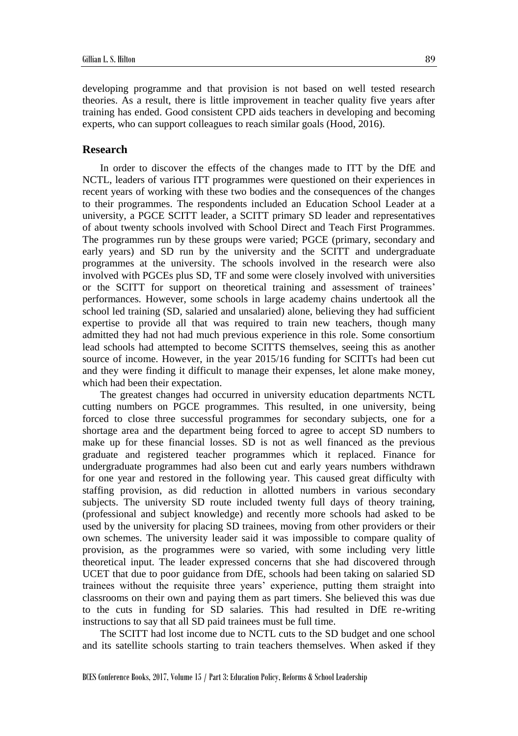developing programme and that provision is not based on well tested research theories. As a result, there is little improvement in teacher quality five years after training has ended. Good consistent CPD aids teachers in developing and becoming experts, who can support colleagues to reach similar goals (Hood, 2016).

## Research

In order to discover the effects of the changes made to ITT by the DfE and NCTL, leaders of various ITT programmes were questioned on their experiences in recent years of working with these two bodies and the consequences of the changes to their programmes. The respondents included an Education School Leader at a university, a PGCE SCITT leader, a SCITT primary SD leader and representatives of about twenty schools involved with School Direct and Teach First Programmes. The programmes run by these groups were varied; PGCE (primary, secondary and early years) and SD run by the university and the SCITT and undergraduate programmes at the university. The schools involved in the research were also involved with PGCEs plus SD, TF and some were closely involved with universities or the SCITT for support on theoretical training and assessment of trainees' performances. However, some schools in large academy chains undertook all the school led training (SD, salaried and unsalaried) alone, believing they had sufficient expertise to provide all that was required to train new teachers, though many admitted they had not had much previous experience in this role. Some consortium lead schools had attempted to become SCITTS themselves, seeing this as another source of income. However, in the year 2015/16 funding for SCITTs had been cut and they were finding it difficult to manage their expenses, let alone make money, which had been their expectation.

The greatest changes had occurred in university education departments NCTL cutting numbers on PGCE programmes. This resulted, in one university, being forced to close three successful programmes for secondary subjects, one for a shortage area and the department being forced to agree to accept SD numbers to make up for these financial losses. SD is not as well financed as the previous graduate and registered teacher programmes which it replaced. Finance for undergraduate programmes had also been cut and early years numbers withdrawn for one year and restored in the following year. This caused great difficulty with staffing provision, as did reduction in allotted numbers in various secondary subjects. The university SD route included twenty full days of theory training, (professional and subject knowledge) and recently more schools had asked to be used by the university for placing SD trainees, moving from other providers or their own schemes. The university leader said it was impossible to compare quality of provision, as the programmes were so varied, with some including very little theoretical input. The leader expressed concerns that she had discovered through UCET that due to poor guidance from DfE, schools had been taking on salaried SD trainees without the requisite three years' experience, putting them straight into classrooms on their own and paying them as part timers. She believed this was due to the cuts in funding for SD salaries. This had resulted in DfE re-writing instructions to say that all SD paid trainees must be full time.

The SCITT had lost income due to NCTL cuts to the SD budget and one school and its satellite schools starting to train teachers themselves. When asked if they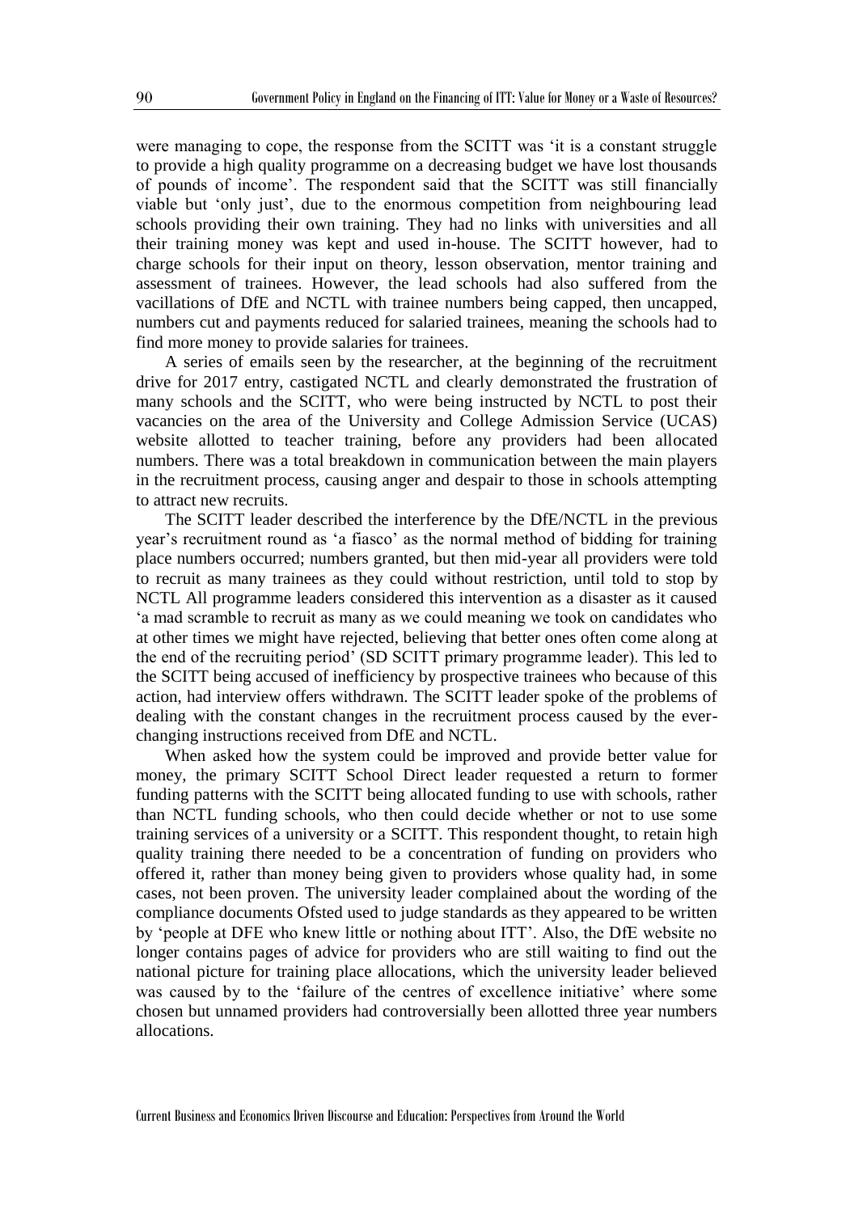were managing to cope, the response from the SCITT was ‘it is a constant struggle to provide a high quality programme on a decreasing budget we have lost thousands of pounds of income’. The respondent said that the SCITT was still financially viable but ‘only just’, due to the enormous competition from neighbouring lead schools providing their own training. They had no links with universities and all their training money was kept and used in-house. The SCITT however, had to charge schools for their input on theory, lesson observation, mentor training and assessment of trainees. However, the lead schools had also suffered from the vacillations of DfE and NCTL with trainee numbers being capped, then uncapped, numbers cut and payments reduced for salaried trainees, meaning the schools had to find more money to provide salaries for trainees.

A series of emails seen by the researcher, at the beginning of the recruitment drive for 2017 entry, castigated NCTL and clearly demonstrated the frustration of many schools and the SCITT, who were being instructed by NCTL to post their vacancies on the area of the University and College Admission Service (UCAS) website allotted to teacher training, before any providers had been allocated numbers. There was a total breakdown in communication between the main players in the recruitment process, causing anger and despair to those in schools attempting to attract new recruits.

The SCITT leader described the interference by the DfE/NCTL in the previous year’s recruitment round as ‘a fiasco’ as the normal method of bidding for training place numbers occurred; numbers granted, but then mid-year all providers were told to recruit as many trainees as they could without restriction, until told to stop by NCTL All programme leaders considered this intervention as a disaster as it caused ‘a mad scramble to recruit as many as we could meaning we took on candidates who at other times we might have rejected, believing that better ones often come along at the end of the recruiting period’ (SD SCITT primary programme leader). This led to the SCITT being accused of inefficiency by prospective trainees who because of this action, had interview offers withdrawn. The SCITT leader spoke of the problems of dealing with the constant changes in the recruitment process caused by the ever-changing instructions received from DfE and NCTL.

When asked how the system could be improved and provide better value for money, the primary SCITT School Direct leader requested a return to former funding patterns with the SCITT being allocated funding to use with schools, rather than NCTL funding schools, who then could decide whether or not to use some training services of a university or a SCITT. This respondent thought, to retain high quality training there needed to be a concentration of funding on providers who offered it, rather than money being given to providers whose quality had, in some cases, not been proven. The university leader complained about the wording of the compliance documents Ofsted used to judge standards as they appeared to be written by ‘people at DFE who knew little or nothing about ITT’. Also, the DfE website no longer contains pages of advice for providers who are still waiting to find out the national picture for training place allocations, which the university leader believed was caused by to the ‘failure of the centres of excellence initiative’ where some chosen but unnamed providers had controversially been allotted three year numbers allocations.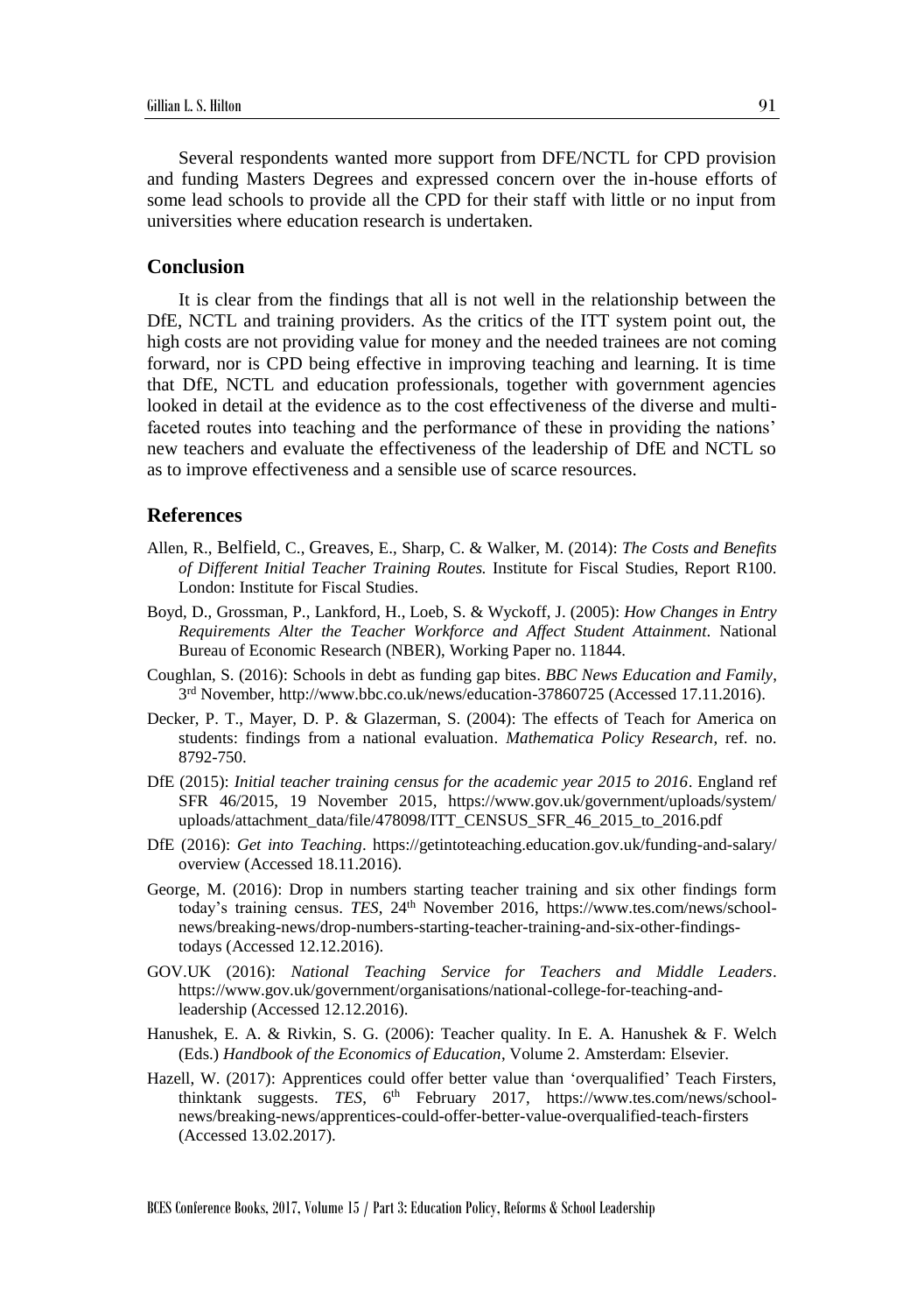Several respondents wanted more support from DFE/NCTL for CPD provision and funding Masters Degrees and expressed concern over the in-house efforts of some lead schools to provide all the CPD for their staff with little or no input from universities where education research is undertaken.

## Conclusion

It is clear from the findings that all is not well in the relationship between the DfE, NCTL and training providers. As the critics of the ITT system point out, the high costs are not providing value for money and the needed trainees are not coming forward, nor is CPD being effective in improving teaching and learning. It is time that DfE, NCTL and education professionals, together with government agencies looked in detail at the evidence as to the cost effectiveness of the diverse and multi-faceted routes into teaching and the performance of these in providing the nations' new teachers and evaluate the effectiveness of the leadership of DfE and NCTL so as to improve effectiveness and a sensible use of scarce resources.

## References

Allen, R., Belfield, C., Greaves, E., Sharp, C. & Walker, M. (2014): *The Costs and Benefits of Different Initial Teacher Training Routes.* Institute for Fiscal Studies, Report R100. London: Institute for Fiscal Studies.

Boyd, D., Grossman, P., Lankford, H., Loeb, S. & Wyckoff, J. (2005): *How Changes in Entry Requirements Alter the Teacher Workforce and Affect Student Attainment*. National Bureau of Economic Research (NBER), Working Paper no. 11844.

Coughlan, S. (2016): Schools in debt as funding gap bites. *BBC News Education and Family*, 3rd November, http://www.bbc.co.uk/news/education-37860725 (Accessed 17.11.2016).

Decker, P. T., Mayer, D. P. & Glazerman, S. (2004): The effects of Teach for America on students: findings from a national evaluation. *Mathematica Policy Research*, ref. no. 8792-750.

DfE (2015): *Initial teacher training census for the academic year 2015 to 2016*. England ref SFR 46/2015, 19 November 2015, https://www.gov.uk/government/uploads/system/uploads/attachment_data/file/478098/ITT_CENSUS_SFR_46_2015_to_2016.pdf

DfE (2016): *Get into Teaching*. https://getintoteaching.education.gov.uk/funding-and-salary/overview (Accessed 18.11.2016).

George, M. (2016): Drop in numbers starting teacher training and six other findings form today's training census. *TES*, 24th November 2016, https://www.tes.com/news/school-news/breaking-news/drop-numbers-starting-teacher-training-and-six-other-findings-todays (Accessed 12.12.2016).

GOV.UK (2016): *National Teaching Service for Teachers and Middle Leaders*. https://www.gov.uk/government/organisations/national-college-for-teaching-and-leadership (Accessed 12.12.2016).

Hanushek, E. A. & Rivkin, S. G. (2006): Teacher quality. In E. A. Hanushek & F. Welch (Eds.) *Handbook of the Economics of Education*, Volume 2. Amsterdam: Elsevier.

Hazell, W. (2017): Apprentices could offer better value than 'overqualified' Teach Firsters, thinktank suggests. *TES*, 6th February 2017, https://www.tes.com/news/school-news/breaking-news/apprentices-could-offer-better-value-overqualified-teach-firsters (Accessed 13.02.2017).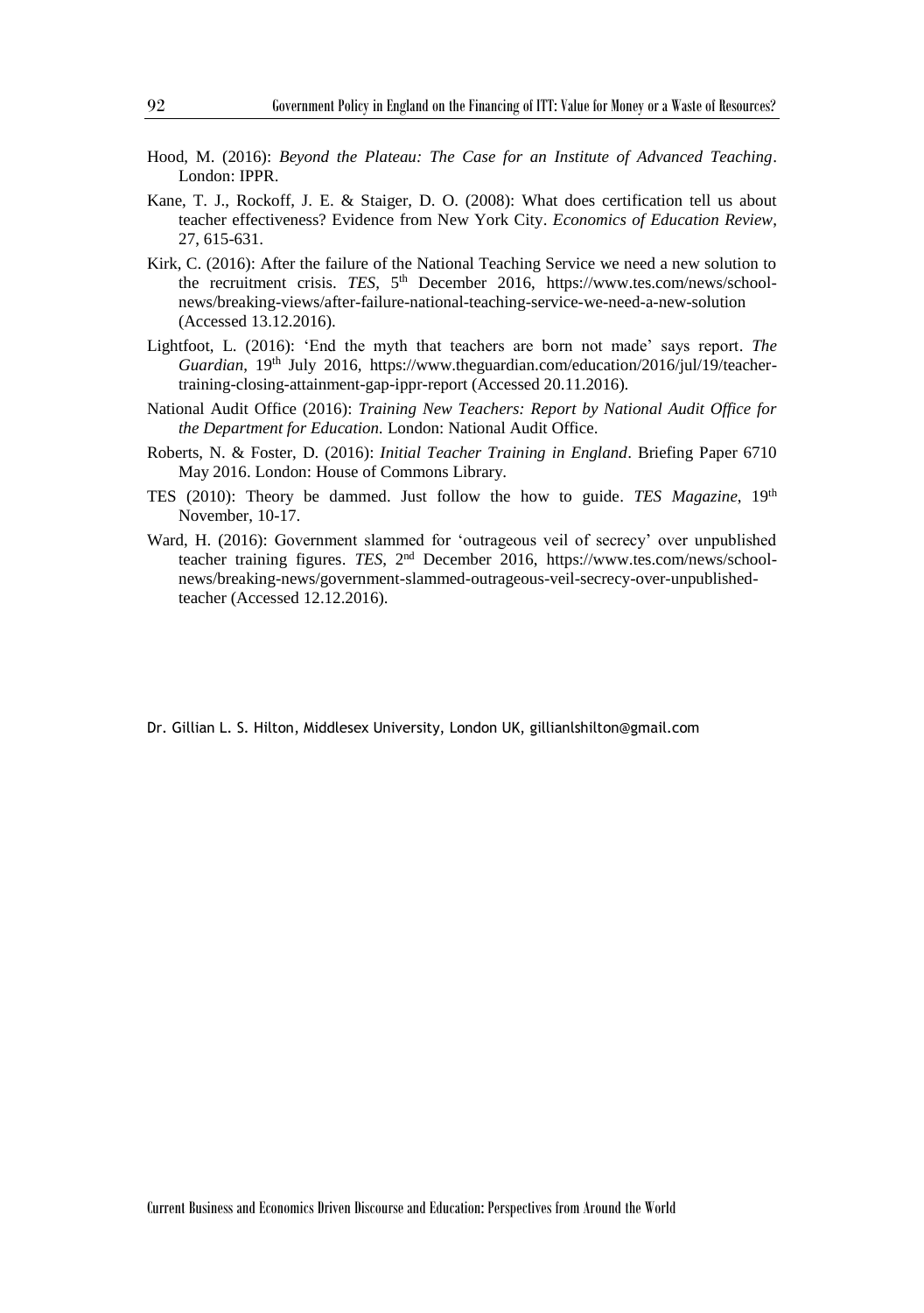Hood, M. (2016): *Beyond the Plateau: The Case for an Institute of Advanced Teaching*. London: IPPR.

Kane, T. J., Rockoff, J. E. & Staiger, D. O. (2008): What does certification tell us about teacher effectiveness? Evidence from New York City. *Economics of Education Review*, 27, 615-631.

Kirk, C. (2016): After the failure of the National Teaching Service we need a new solution to the recruitment crisis. *TES*, 5th December 2016, https://www.tes.com/news/school-news/breaking-views/after-failure-national-teaching-service-we-need-a-new-solution (Accessed 13.12.2016).

Lightfoot, L. (2016): 'End the myth that teachers are born not made' says report. *The Guardian*, 19th July 2016, https://www.theguardian.com/education/2016/jul/19/teacher-training-closing-attainment-gap-ippr-report (Accessed 20.11.2016).

National Audit Office (2016): *Training New Teachers: Report by National Audit Office for the Department for Education.* London: National Audit Office.

Roberts, N. & Foster, D. (2016): *Initial Teacher Training in England*. Briefing Paper 6710 May 2016. London: House of Commons Library.

TES (2010): Theory be dammed. Just follow the how to guide. *TES Magazine*, 19th November, 10-17.

Ward, H. (2016): Government slammed for 'outrageous veil of secrecy' over unpublished teacher training figures. *TES*, 2nd December 2016, https://www.tes.com/news/school-news/breaking-news/government-slammed-outrageous-veil-secrecy-over-unpublished-teacher (Accessed 12.12.2016).

Dr. Gillian L. S. Hilton, Middlesex University, London UK, gillianlshilton@gmail.com